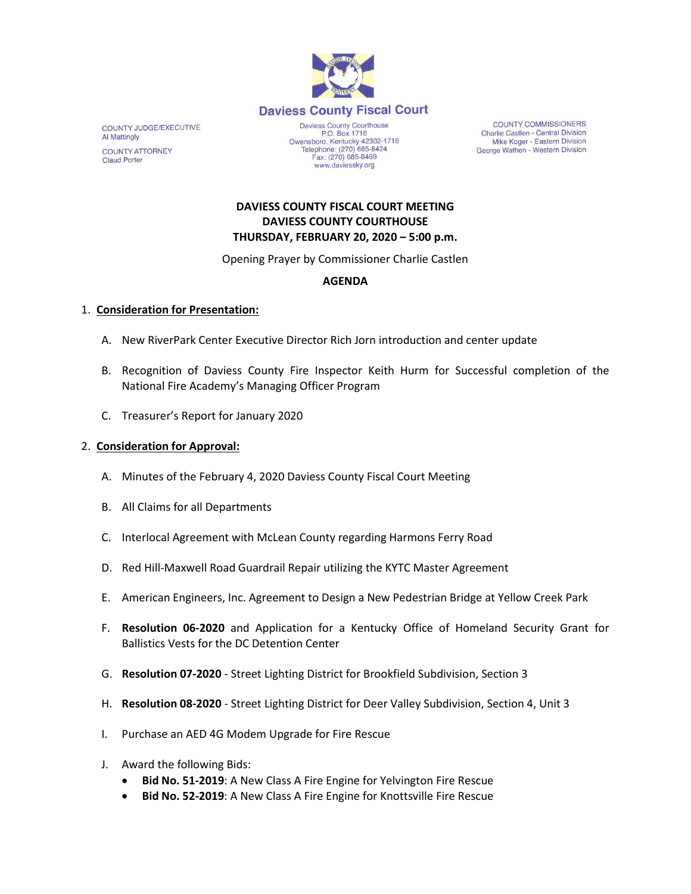## Daviess County Fiscal Court

COUNTY JUDGE/EXECUTIVE
Al Mattingly

COUNTY ATTORNEY
Claud Porter

Daviess County Courthouse
P.O. Box 1716
Owensboro, Kentucky 42302-1716
Telephone: (270) 685-8424
Fax: (270) 685-8469
www.daviessky.org

COUNTY COMMISSIONERS
Charlie Castlen - Central Division
Mike Koger - Eastern Division
George Wathen - Western Division

**DAVIESS COUNTY FISCAL COURT MEETING**
**DAVIESS COUNTY COURTHOUSE**
**THURSDAY, FEBRUARY 20, 2020 – 5:00 p.m.**

Opening Prayer by Commissioner Charlie Castlen

**AGENDA**

1. **Consideration for Presentation:**

   A. New RiverPark Center Executive Director Rich Jorn introduction and center update

   B. Recognition of Daviess County Fire Inspector Keith Hurm for Successful completion of the National Fire Academy's Managing Officer Program

   C. Treasurer's Report for January 2020

2. **Consideration for Approval:**

   A. Minutes of the February 4, 2020 Daviess County Fiscal Court Meeting

   B. All Claims for all Departments

   C. Interlocal Agreement with McLean County regarding Harmons Ferry Road

   D. Red Hill-Maxwell Road Guardrail Repair utilizing the KYTC Master Agreement

   E. American Engineers, Inc. Agreement to Design a New Pedestrian Bridge at Yellow Creek Park

   F. **Resolution 06-2020** and Application for a Kentucky Office of Homeland Security Grant for Ballistics Vests for the DC Detention Center

   G. **Resolution 07-2020** - Street Lighting District for Brookfield Subdivision, Section 3

   H. **Resolution 08-2020** - Street Lighting District for Deer Valley Subdivision, Section 4, Unit 3

   I. Purchase an AED 4G Modem Upgrade for Fire Rescue

   J. Award the following Bids:
      - **Bid No. 51-2019**: A New Class A Fire Engine for Yelvington Fire Rescue
      - **Bid No. 52-2019**: A New Class A Fire Engine for Knottsville Fire Rescue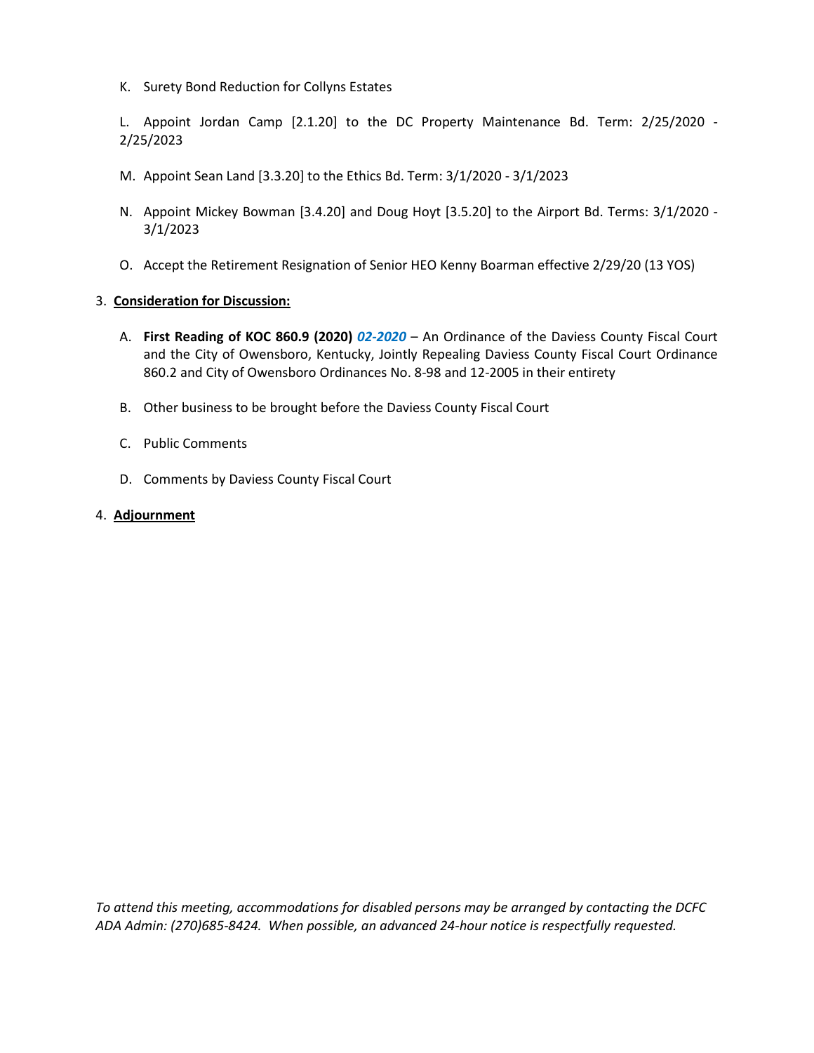K. Surety Bond Reduction for Collyns Estates

L. Appoint Jordan Camp [2.1.20] to the DC Property Maintenance Bd. Term: 2/25/2020 - 2/25/2023

M. Appoint Sean Land [3.3.20] to the Ethics Bd. Term: 3/1/2020 - 3/1/2023

N. Appoint Mickey Bowman [3.4.20] and Doug Hoyt [3.5.20] to the Airport Bd. Terms: 3/1/2020 - 3/1/2023

O. Accept the Retirement Resignation of Senior HEO Kenny Boarman effective 2/29/20 (13 YOS)

3. **Consideration for Discussion:**

   A. **First Reading of KOC 860.9 (2020)** ***02-2020*** – An Ordinance of the Daviess County Fiscal Court and the City of Owensboro, Kentucky, Jointly Repealing Daviess County Fiscal Court Ordinance 860.2 and City of Owensboro Ordinances No. 8-98 and 12-2005 in their entirety

   B. Other business to be brought before the Daviess County Fiscal Court

   C. Public Comments

   D. Comments by Daviess County Fiscal Court

4. **Adjournment**

*To attend this meeting, accommodations for disabled persons may be arranged by contacting the DCFC ADA Admin: (270)685-8424. When possible, an advanced 24-hour notice is respectfully requested.*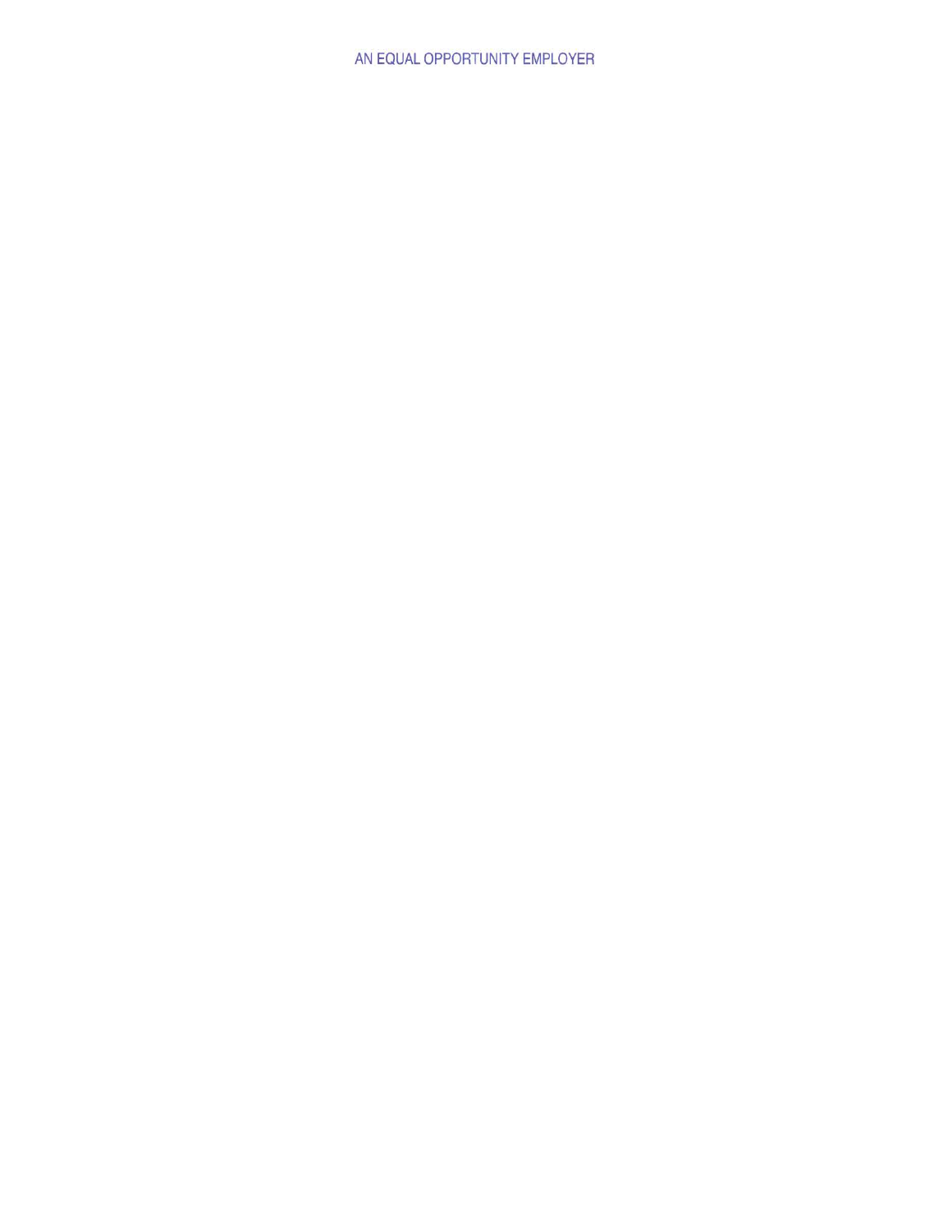AN EQUAL OPPORTUNITY EMPLOYER